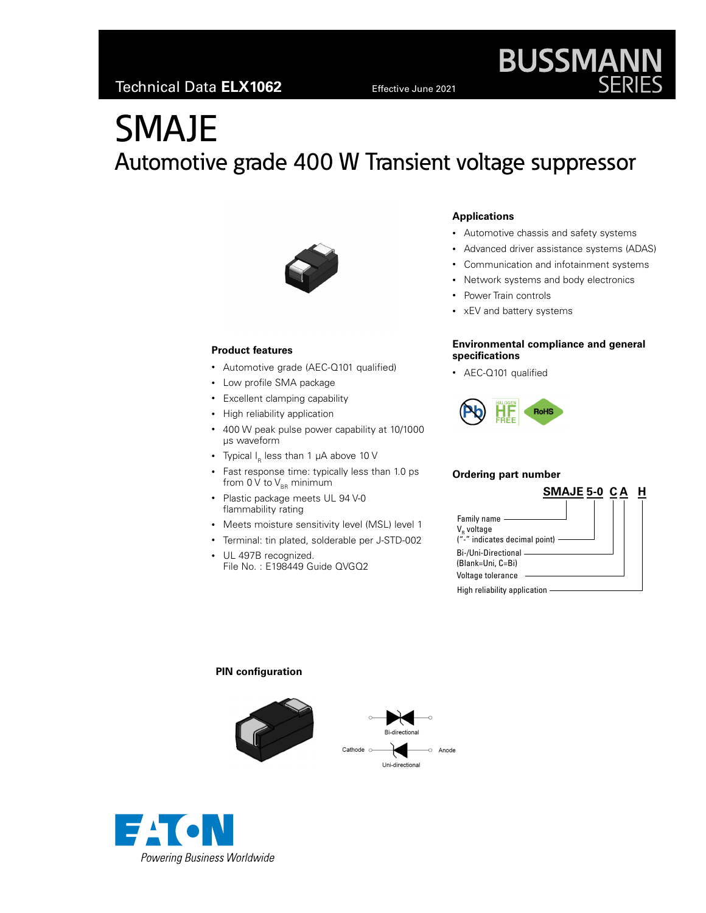Technical Data **ELX1062**

Effective June 2021

BUSSMANN SERIES

# SMAJE

## Automotive grade 400 W Transient voltage suppressor

### Applications

- Automotive chassis and safety systems
- Advanced driver assistance systems (ADAS)
- Communication and infotainment systems
- Network systems and body electronics
- Power Train controls
- xEV and battery systems

### Product features

- Automotive grade (AEC-Q101 qualified)
- Low profile SMA package
- Excellent clamping capability
- High reliability application
- 400 W peak pulse power capability at 10/1000 µs waveform
- Typical $I_R$ less than 1 µA above 10 V
- Fast response time: typically less than 1.0 ps from 0 V to $V_{BR}$ minimum
- Plastic package meets UL 94 V-0 flammability rating
- Meets moisture sensitivity level (MSL) level 1
- Terminal: tin plated, solderable per J-STD-002
- UL 497B recognized.
  File No. : E198449 Guide QVGQ2

### Environmental compliance and general specifications

- AEC-Q101 qualified

Pb HALOGEN HF FREE RoHS

### Ordering part number

**SMAJE 5-0 C A H**

- Family name
- $V_R$ voltage ("-" indicates decimal point)
- Bi-/Uni-Directional (Blank=Uni, C=Bi)
- Voltage tolerance
- High reliability application

### PIN configuration

Bi-directional

Cathode Anode

Uni-directional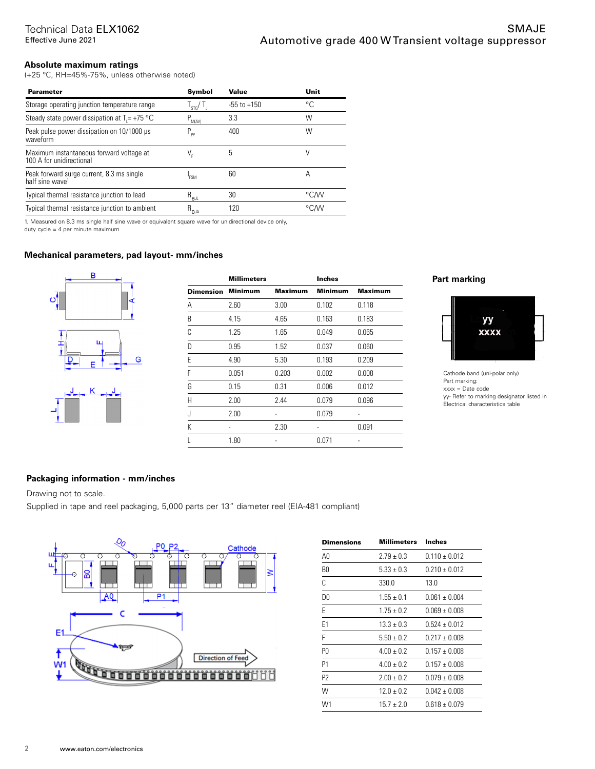## Absolute maximum ratings

(+25 °C, RH=45%-75%, unless otherwise noted)

| Parameter | Symbol | Value | Unit |
|---|---|---|---|
| Storage operating junction temperature range | $T_{STG}$/ $T_J$ | -55 to +150 | °C |
| Steady state power dissipation at $T_L$= +75 °C | $P_{M(AV)}$ | 3.3 | W |
| Peak pulse power dissipation on 10/1000 µs waveform | $P_{PP}$ | 400 | W |
| Maximum instantaneous forward voltage at 100 A for unidirectional | $V_F$ | 5 | V |
| Peak forward surge current, 8.3 ms single half sine wave[1] | $I_{FSM}$ | 60 | A |
| Typical thermal resistance junction to lead | $R_{\theta JL}$ | 30 | °C/W |
| Typical thermal resistance junction to ambient | $R_{\theta JA}$ | 120 | °C/W |

1. Measured on 8.3 ms single half sine wave or equivalent square wave for unidirectional device only, duty cycle = 4 per minute maximum

## Mechanical parameters, pad layout- mm/inches

| | Millimeters | | Inches | |
|---|---|---|---|---|
| Dimension | Minimum | Maximum | Minimum | Maximum |
| A | 2.60 | 3.00 | 0.102 | 0.118 |
| B | 4.15 | 4.65 | 0.163 | 0.183 |
| C | 1.25 | 1.65 | 0.049 | 0.065 |
| D | 0.95 | 1.52 | 0.037 | 0.060 |
| E | 4.90 | 5.30 | 0.193 | 0.209 |
| F | 0.051 | 0.203 | 0.002 | 0.008 |
| G | 0.15 | 0.31 | 0.006 | 0.012 |
| H | 2.00 | 2.44 | 0.079 | 0.096 |
| J | 2.00 | - | 0.079 | - |
| K | - | 2.30 | - | 0.091 |
| L | 1.80 | - | 0.071 | - |

### Part marking

yy
xxxx

Cathode band (uni-polar only)
Part marking:
xxxx = Date code
yy- Refer to marking designator listed in Electrical characteristics table

## Packaging information - mm/inches

Drawing not to scale.

Supplied in tape and reel packaging, 5,000 parts per 13" diameter reel (EIA-481 compliant)

Cathode

Direction of Feed

| Dimensions | Millimeters | Inches |
|---|---|---|
| A0 | 2.79 ± 0.3 | 0.110 ± 0.012 |
| B0 | 5.33 ± 0.3 | 0.210 ± 0.012 |
| C | 330.0 | 13.0 |
| D0 | 1.55 ± 0.1 | 0.061 ± 0.004 |
| E | 1.75 ± 0.2 | 0.069 ± 0.008 |
| E1 | 13.3 ± 0.3 | 0.524 ± 0.012 |
| F | 5.50 ± 0.2 | 0.217 ± 0.008 |
| P0 | 4.00 ± 0.2 | 0.157 ± 0.008 |
| P1 | 4.00 ± 0.2 | 0.157 ± 0.008 |
| P2 | 2.00 ± 0.2 | 0.079 ± 0.008 |
| W | 12.0 ± 0.2 | 0.042 ± 0.008 |
| W1 | 15.7 ± 2.0 | 0.618 ± 0.079 |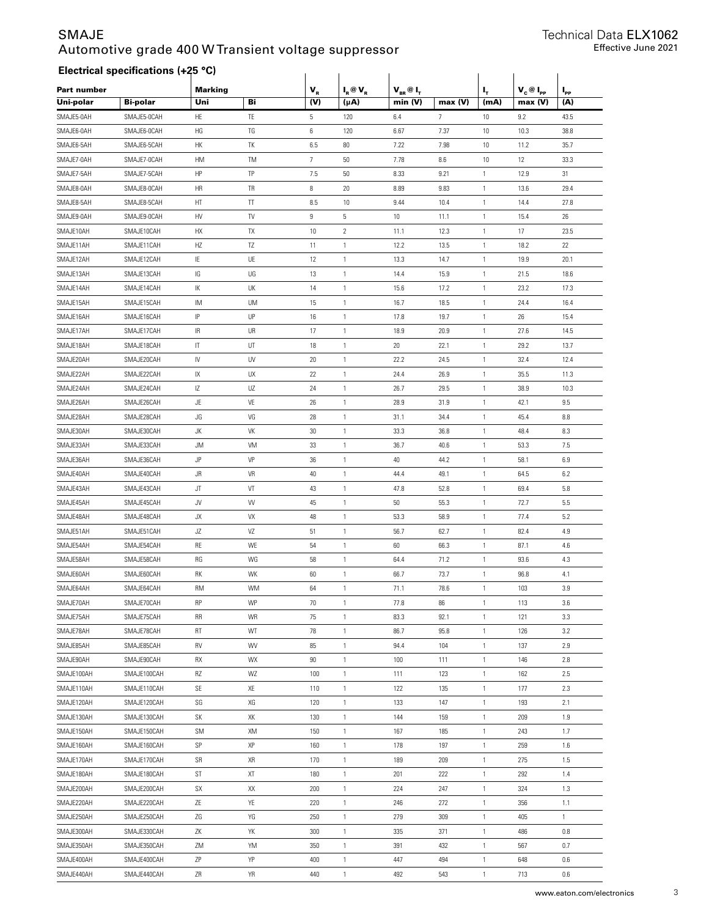### Electrical specifications (+25 °C)

| Part number | | Marking | | $V_R$ | $I_R @ V_R$ | $V_{BR} @ I_T$ | | $I_T$ | $V_C @ I_{PP}$ | $I_{PP}$ |
|---|---|---|---|---|---|---|---|---|---|---|
| Uni-polar | Bi-polar | Uni | Bi | (V) | (µA) | min (V) | max (V) | (mA) | max (V) | (A) |
| SMAJE5-0AH | SMAJE5-0CAH | HE | TE | 5 | 120 | 6.4 | 7 | 10 | 9.2 | 43.5 |
| SMAJE6-0AH | SMAJE6-0CAH | HG | TG | 6 | 120 | 6.67 | 7.37 | 10 | 10.3 | 38.8 |
| SMAJE6-5AH | SMAJE6-5CAH | HK | TK | 6.5 | 80 | 7.22 | 7.98 | 10 | 11.2 | 35.7 |
| SMAJE7-0AH | SMAJE7-0CAH | HM | TM | 7 | 50 | 7.78 | 8.6 | 10 | 12 | 33.3 |
| SMAJE7-5AH | SMAJE7-5CAH | HP | TP | 7.5 | 50 | 8.33 | 9.21 | 1 | 12.9 | 31 |
| SMAJE8-0AH | SMAJE8-0CAH | HR | TR | 8 | 20 | 8.89 | 9.83 | 1 | 13.6 | 29.4 |
| SMAJE8-5AH | SMAJE8-5CAH | HT | TT | 8.5 | 10 | 9.44 | 10.4 | 1 | 14.4 | 27.8 |
| SMAJE9-0AH | SMAJE9-0CAH | HV | TV | 9 | 5 | 10 | 11.1 | 1 | 15.4 | 26 |
| SMAJE10AH | SMAJE10CAH | HX | TX | 10 | 2 | 11.1 | 12.3 | 1 | 17 | 23.5 |
| SMAJE11AH | SMAJE11CAH | HZ | TZ | 11 | 1 | 12.2 | 13.5 | 1 | 18.2 | 22 |
| SMAJE12AH | SMAJE12CAH | IE | UE | 12 | 1 | 13.3 | 14.7 | 1 | 19.9 | 20.1 |
| SMAJE13AH | SMAJE13CAH | IG | UG | 13 | 1 | 14.4 | 15.9 | 1 | 21.5 | 18.6 |
| SMAJE14AH | SMAJE14CAH | IK | UK | 14 | 1 | 15.6 | 17.2 | 1 | 23.2 | 17.3 |
| SMAJE15AH | SMAJE15CAH | IM | UM | 15 | 1 | 16.7 | 18.5 | 1 | 24.4 | 16.4 |
| SMAJE16AH | SMAJE16CAH | IP | UP | 16 | 1 | 17.8 | 19.7 | 1 | 26 | 15.4 |
| SMAJE17AH | SMAJE17CAH | IR | UR | 17 | 1 | 18.9 | 20.9 | 1 | 27.6 | 14.5 |
| SMAJE18AH | SMAJE18CAH | IT | UT | 18 | 1 | 20 | 22.1 | 1 | 29.2 | 13.7 |
| SMAJE20AH | SMAJE20CAH | IV | UV | 20 | 1 | 22.2 | 24.5 | 1 | 32.4 | 12.4 |
| SMAJE22AH | SMAJE22CAH | IX | UX | 22 | 1 | 24.4 | 26.9 | 1 | 35.5 | 11.3 |
| SMAJE24AH | SMAJE24CAH | IZ | UZ | 24 | 1 | 26.7 | 29.5 | 1 | 38.9 | 10.3 |
| SMAJE26AH | SMAJE26CAH | JE | VE | 26 | 1 | 28.9 | 31.9 | 1 | 42.1 | 9.5 |
| SMAJE28AH | SMAJE28CAH | JG | VG | 28 | 1 | 31.1 | 34.4 | 1 | 45.4 | 8.8 |
| SMAJE30AH | SMAJE30CAH | JK | VK | 30 | 1 | 33.3 | 36.8 | 1 | 48.4 | 8.3 |
| SMAJE33AH | SMAJE33CAH | JM | VM | 33 | 1 | 36.7 | 40.6 | 1 | 53.3 | 7.5 |
| SMAJE36AH | SMAJE36CAH | JP | VP | 36 | 1 | 40 | 44.2 | 1 | 58.1 | 6.9 |
| SMAJE40AH | SMAJE40CAH | JR | VR | 40 | 1 | 44.4 | 49.1 | 1 | 64.5 | 6.2 |
| SMAJE43AH | SMAJE43CAH | JT | VT | 43 | 1 | 47.8 | 52.8 | 1 | 69.4 | 5.8 |
| SMAJE45AH | SMAJE45CAH | JV | VV | 45 | 1 | 50 | 55.3 | 1 | 72.7 | 5.5 |
| SMAJE48AH | SMAJE48CAH | JX | VX | 48 | 1 | 53.3 | 58.9 | 1 | 77.4 | 5.2 |
| SMAJE51AH | SMAJE51CAH | JZ | VZ | 51 | 1 | 56.7 | 62.7 | 1 | 82.4 | 4.9 |
| SMAJE54AH | SMAJE54CAH | RE | WE | 54 | 1 | 60 | 66.3 | 1 | 87.1 | 4.6 |
| SMAJE58AH | SMAJE58CAH | RG | WG | 58 | 1 | 64.4 | 71.2 | 1 | 93.6 | 4.3 |
| SMAJE60AH | SMAJE60CAH | RK | WK | 60 | 1 | 66.7 | 73.7 | 1 | 96.8 | 4.1 |
| SMAJE64AH | SMAJE64CAH | RM | WM | 64 | 1 | 71.1 | 78.6 | 1 | 103 | 3.9 |
| SMAJE70AH | SMAJE70CAH | RP | WP | 70 | 1 | 77.8 | 86 | 1 | 113 | 3.6 |
| SMAJE75AH | SMAJE75CAH | RR | WR | 75 | 1 | 83.3 | 92.1 | 1 | 121 | 3.3 |
| SMAJE78AH | SMAJE78CAH | RT | WT | 78 | 1 | 86.7 | 95.8 | 1 | 126 | 3.2 |
| SMAJE85AH | SMAJE85CAH | RV | WV | 85 | 1 | 94.4 | 104 | 1 | 137 | 2.9 |
| SMAJE90AH | SMAJE90CAH | RX | WX | 90 | 1 | 100 | 111 | 1 | 146 | 2.8 |
| SMAJE100AH | SMAJE100CAH | RZ | WZ | 100 | 1 | 111 | 123 | 1 | 162 | 2.5 |
| SMAJE110AH | SMAJE110CAH | SE | XE | 110 | 1 | 122 | 135 | 1 | 177 | 2.3 |
| SMAJE120AH | SMAJE120CAH | SG | XG | 120 | 1 | 133 | 147 | 1 | 193 | 2.1 |
| SMAJE130AH | SMAJE130CAH | SK | XK | 130 | 1 | 144 | 159 | 1 | 209 | 1.9 |
| SMAJE150AH | SMAJE150CAH | SM | XM | 150 | 1 | 167 | 185 | 1 | 243 | 1.7 |
| SMAJE160AH | SMAJE160CAH | SP | XP | 160 | 1 | 178 | 197 | 1 | 259 | 1.6 |
| SMAJE170AH | SMAJE170CAH | SR | XR | 170 | 1 | 189 | 209 | 1 | 275 | 1.5 |
| SMAJE180AH | SMAJE180CAH | ST | XT | 180 | 1 | 201 | 222 | 1 | 292 | 1.4 |
| SMAJE200AH | SMAJE200CAH | SX | XX | 200 | 1 | 224 | 247 | 1 | 324 | 1.3 |
| SMAJE220AH | SMAJE220CAH | ZE | YE | 220 | 1 | 246 | 272 | 1 | 356 | 1.1 |
| SMAJE250AH | SMAJE250CAH | ZG | YG | 250 | 1 | 279 | 309 | 1 | 405 | 1 |
| SMAJE300AH | SMAJE330CAH | ZK | YK | 300 | 1 | 335 | 371 | 1 | 486 | 0.8 |
| SMAJE350AH | SMAJE350CAH | ZM | YM | 350 | 1 | 391 | 432 | 1 | 567 | 0.7 |
| SMAJE400AH | SMAJE400CAH | ZP | YP | 400 | 1 | 447 | 494 | 1 | 648 | 0.6 |
| SMAJE440AH | SMAJE440CAH | ZR | YR | 440 | 1 | 492 | 543 | 1 | 713 | 0.6 |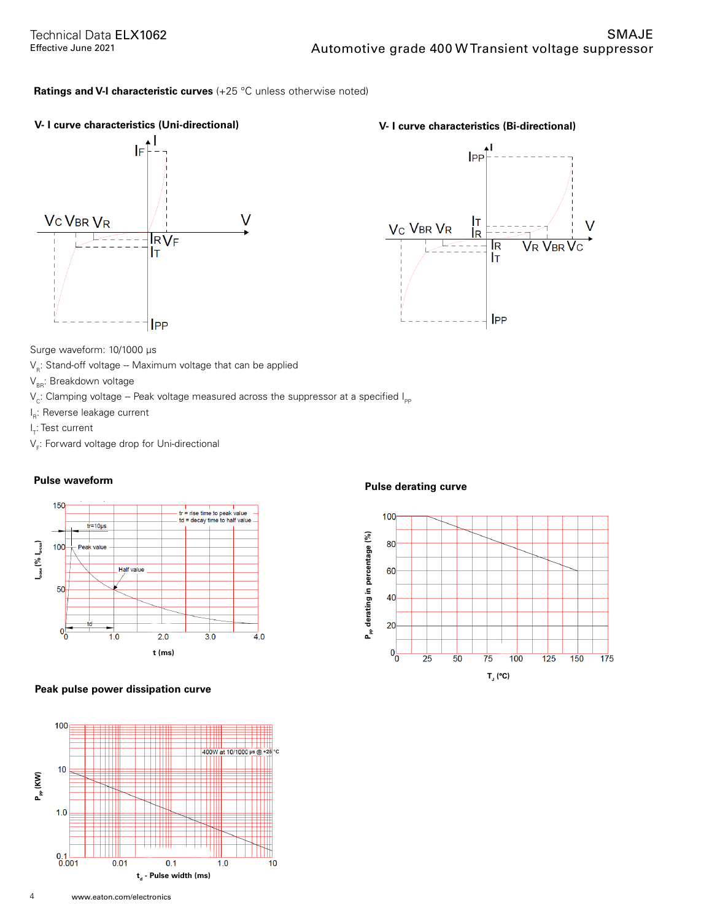**Ratings and V-I characteristic curves** (+25 °C unless otherwise noted)

### V- I curve characteristics (Uni-directional)

I

$I_F$

$V_C$ $V_{BR}$ $V_R$

V

$I_R$ $V_F$

$I_T$

$I_{PP}$

### V- I curve characteristics (Bi-directional)

I

$I_{PP}$

$I_T$

$I_R$

$V_C$ $V_{BR}$ $V_R$

V

$I_R$

$I_T$

$V_R$ $V_{BR}$ $V_C$

$I_{PP}$

Surge waveform: 10/1000 µs

$V_R$: Stand-off voltage -- Maximum voltage that can be applied

$V_{BR}$: Breakdown voltage

$V_C$: Clamping voltage -- Peak voltage measured across the suppressor at a specified $I_{PP}$

$I_R$: Reverse leakage current

$I_T$: Test current

$V_F$: Forward voltage drop for Uni-directional

### Pulse waveform

tr = rise time to peak value

td = decay time to half value

tr=10µs

Peak value

Half value

td

$I_{peak}$ (% $I_{peak}$)

150
100
50
0

0
1.0
2.0
3.0
4.0

t (ms)

### Pulse derating curve

$P_{PP}$ derating in percentage (%)

100
80
60
40
20
0

0
25
50
75
100
125
150
175

$T_J$ (°C)

### Peak pulse power dissipation curve

400W at 10/1000 µs @ +25 °C

$P_{PP}$ (KW)

100
10
1.0
0.1

0.001
0.01
0.1
1.0
10

$t_d$ - Pulse width (ms)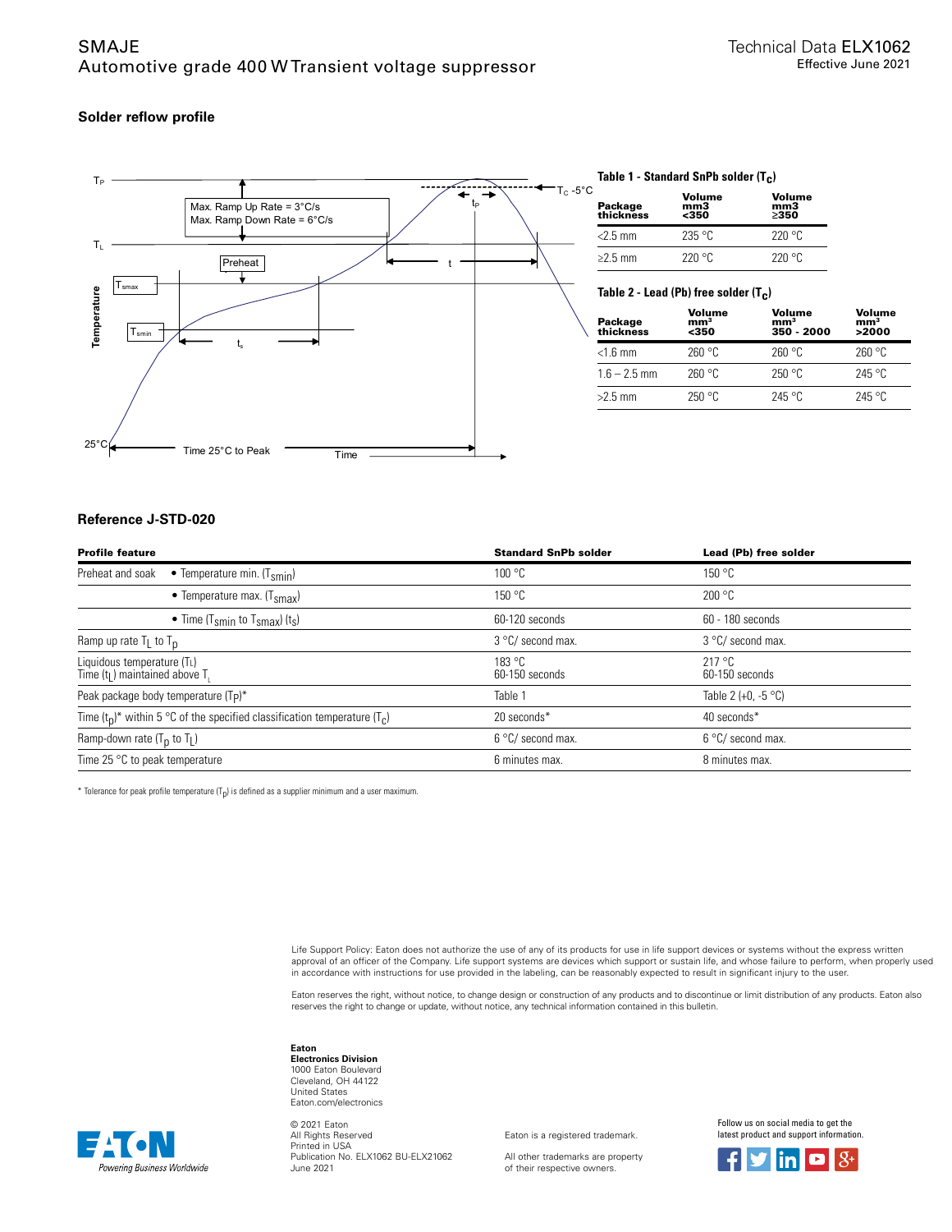## Solder reflow profile

T$_P$

T$_L$

T$_{smax}$

T$_{smin}$

25°C

Temperature

Time

Max. Ramp Up Rate = 3°C/s
Max. Ramp Down Rate = 6°C/s

Preheat

t$_s$

t

t$_P$

T$_C$ -5°C

Time 25°C to Peak

**Table 1 - Standard SnPb solder ($T_c$)**

| Package thickness | Volume mm3 <350 | Volume mm3 ≥350 |
|---|---|---|
| <2.5 mm | 235 °C | 220 °C |
| ≥2.5 mm | 220 °C | 220 °C |

**Table 2 - Lead (Pb) free solder ($T_c$)**

| Package thickness | Volume mm³ <350 | Volume mm³ 350 - 2000 | Volume mm³ >2000 |
|---|---|---|---|
| <1.6 mm | 260 °C | 260 °C | 260 °C |
| 1.6 – 2.5 mm | 260 °C | 250 °C | 245 °C |
| >2.5 mm | 250 °C | 245 °C | 245 °C |

## Reference J-STD-020

| Profile feature | | Standard SnPb solder | Lead (Pb) free solder |
|---|---|---|---|
| Preheat and soak | • Temperature min. ($T_{smin}$) | 100 °C | 150 °C |
| | • Temperature max. ($T_{smax}$) | 150 °C | 200 °C |
| | • Time ($T_{smin}$ to $T_{smax}$) ($t_s$) | 60-120 seconds | 60 - 180 seconds |
| Ramp up rate $T_L$ to $T_p$ | | 3 °C/ second max. | 3 °C/ second max. |
| Liquidous temperature ($T_L$)<br>Time ($t_L$) maintained above $T_L$ | | 183 °C<br>60-150 seconds | 217 °C<br>60-150 seconds |
| Peak package body temperature (Tp)* | | Table 1 | Table 2 (+0, -5 °C) |
| Time ($t_p$)* within 5 °C of the specified classification temperature ($T_c$) | | 20 seconds* | 40 seconds* |
| Ramp-down rate ($T_p$ to $T_L$) | | 6 °C/ second max. | 6 °C/ second max. |
| Time 25 °C to peak temperature | | 6 minutes max. | 8 minutes max. |

* Tolerance for peak profile temperature ($T_p$) is defined as a supplier minimum and a user maximum.

Life Support Policy: Eaton does not authorize the use of any of its products for use in life support devices or systems without the express written approval of an officer of the Company. Life support systems are devices which support or sustain life, and whose failure to perform, when properly used in accordance with instructions for use provided in the labeling, can be reasonably expected to result in significant injury to the user.

Eaton reserves the right, without notice, to change design or construction of any products and to discontinue or limit distribution of any products. Eaton also reserves the right to change or update, without notice, any technical information contained in this bulletin.

**Eaton**
**Electronics Division**
1000 Eaton Boulevard
Cleveland, OH 44122
United States
Eaton.com/electronics

© 2021 Eaton
All Rights Reserved
Printed in USA
Publication No. ELX1062 BU-ELX21062
June 2021

Eaton is a registered trademark.

All other trademarks are property of their respective owners.

Follow us on social media to get the latest product and support information.

Powering Business Worldwide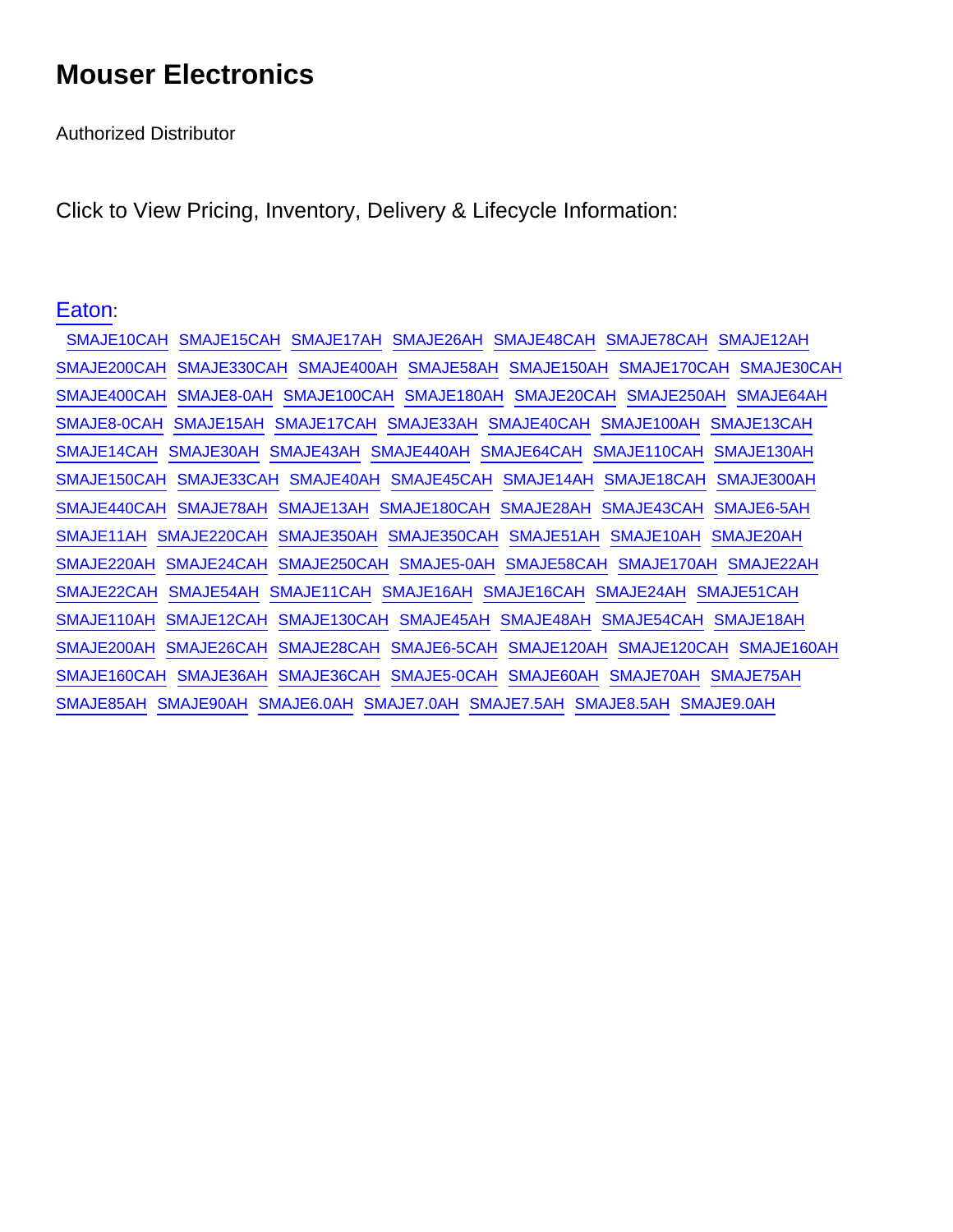# Mouser Electronics

Authorized Distributor

Click to View Pricing, Inventory, Delivery & Lifecycle Information:

Eaton:

SMAJE10CAH SMAJE15CAH SMAJE17AH SMAJE26AH SMAJE48CAH SMAJE78CAH SMAJE12AH SMAJE200CAH SMAJE330CAH SMAJE400AH SMAJE58AH SMAJE150AH SMAJE170CAH SMAJE30CAH SMAJE400CAH SMAJE8-0AH SMAJE100CAH SMAJE180AH SMAJE20CAH SMAJE250AH SMAJE64AH SMAJE8-0CAH SMAJE15AH SMAJE17CAH SMAJE33AH SMAJE40CAH SMAJE100AH SMAJE13CAH SMAJE14CAH SMAJE30AH SMAJE43AH SMAJE440AH SMAJE64CAH SMAJE110CAH SMAJE130AH SMAJE150CAH SMAJE33CAH SMAJE40AH SMAJE45CAH SMAJE14AH SMAJE18CAH SMAJE300AH SMAJE440CAH SMAJE78AH SMAJE13AH SMAJE180CAH SMAJE28AH SMAJE43CAH SMAJE6-5AH SMAJE11AH SMAJE220CAH SMAJE350AH SMAJE350CAH SMAJE51AH SMAJE10AH SMAJE20AH SMAJE220AH SMAJE24CAH SMAJE250CAH SMAJE5-0AH SMAJE58CAH SMAJE170AH SMAJE22AH SMAJE22CAH SMAJE54AH SMAJE11CAH SMAJE16AH SMAJE16CAH SMAJE24AH SMAJE51CAH SMAJE110AH SMAJE12CAH SMAJE130CAH SMAJE45AH SMAJE48AH SMAJE54CAH SMAJE18AH SMAJE200AH SMAJE26CAH SMAJE28CAH SMAJE6-5CAH SMAJE120AH SMAJE120CAH SMAJE160AH SMAJE160CAH SMAJE36AH SMAJE36CAH SMAJE5-0CAH SMAJE60AH SMAJE70AH SMAJE75AH SMAJE85AH SMAJE90AH SMAJE6.0AH SMAJE7.0AH SMAJE7.5AH SMAJE8.5AH SMAJE9.0AH